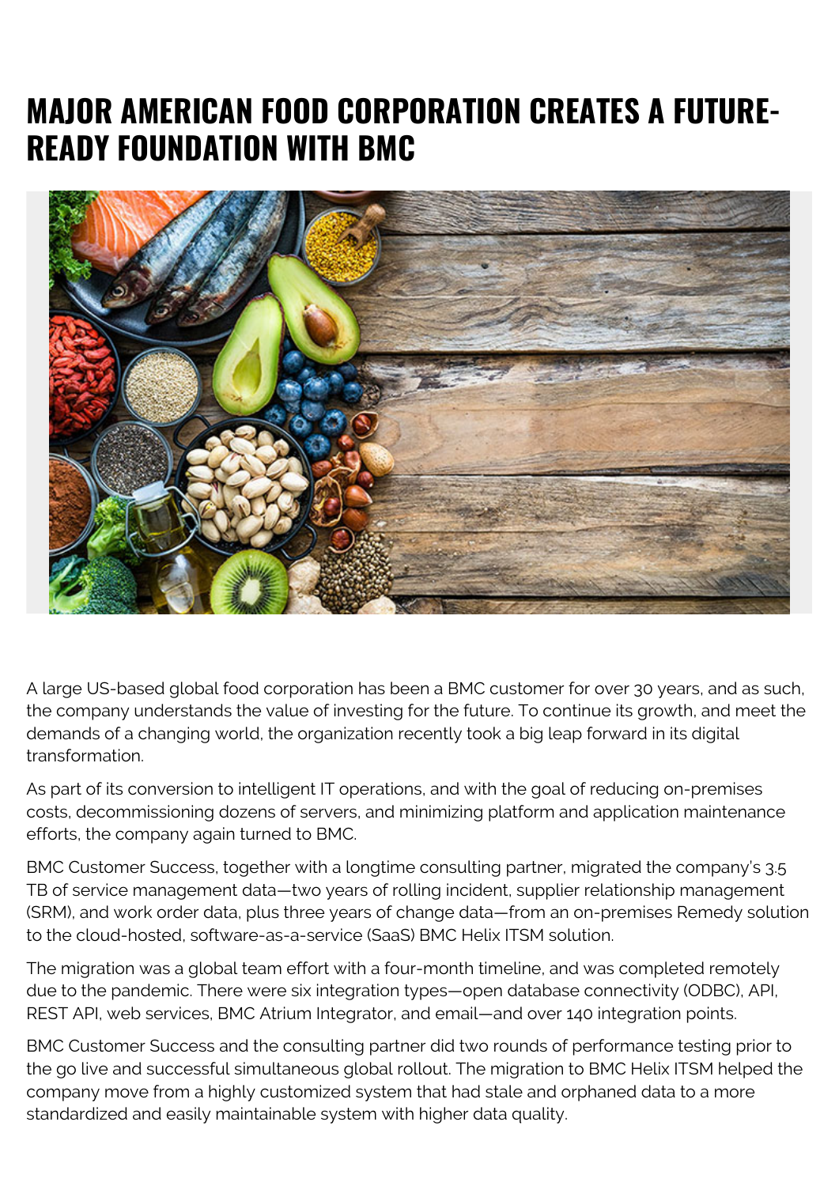# MAJOR AMERICAN FOOD CORPORATION CREATES A FUTURE-READY FOUNDATION WITH BMC

A large US-based global food corporation has been a BMC customer for over 30 years, and as such, the company understands the value of investing for the future. To continue its growth, and meet the demands of a changing world, the organization recently took a big leap forward in its digital transformation.

As part of its conversion to intelligent IT operations, and with the goal of reducing on-premises costs, decommissioning dozens of servers, and minimizing platform and application maintenance efforts, the company again turned to BMC.

BMC Customer Success, together with a longtime consulting partner, migrated the company's 3.5 TB of service management data—two years of rolling incident, supplier relationship management (SRM), and work order data, plus three years of change data—from an on-premises Remedy solution to the cloud-hosted, software-as-a-service (SaaS) BMC Helix ITSM solution.

The migration was a global team effort with a four-month timeline, and was completed remotely due to the pandemic. There were six integration types—open database connectivity (ODBC), API, REST API, web services, BMC Atrium Integrator, and email—and over 140 integration points.

BMC Customer Success and the consulting partner did two rounds of performance testing prior to the go live and successful simultaneous global rollout. The migration to BMC Helix ITSM helped the company move from a highly customized system that had stale and orphaned data to a more standardized and easily maintainable system with higher data quality.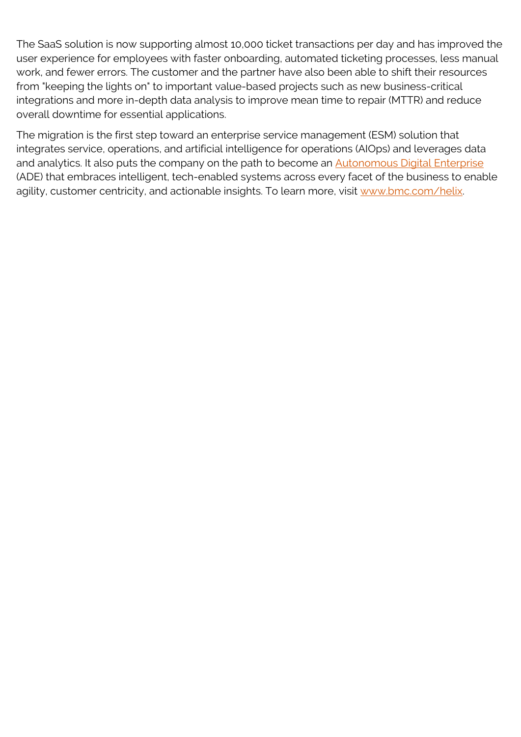The SaaS solution is now supporting almost 10,000 ticket transactions per day and has improved the user experience for employees with faster onboarding, automated ticketing processes, less manual work, and fewer errors. The customer and the partner have also been able to shift their resources from "keeping the lights on" to important value-based projects such as new business-critical integrations and more in-depth data analysis to improve mean time to repair (MTTR) and reduce overall downtime for essential applications.

The migration is the first step toward an enterprise service management (ESM) solution that integrates service, operations, and artificial intelligence for operations (AIOps) and leverages data and analytics. It also puts the company on the path to become an Autonomous Digital Enterprise (ADE) that embraces intelligent, tech-enabled systems across every facet of the business to enable agility, customer centricity, and actionable insights. To learn more, visit www.bmc.com/helix.